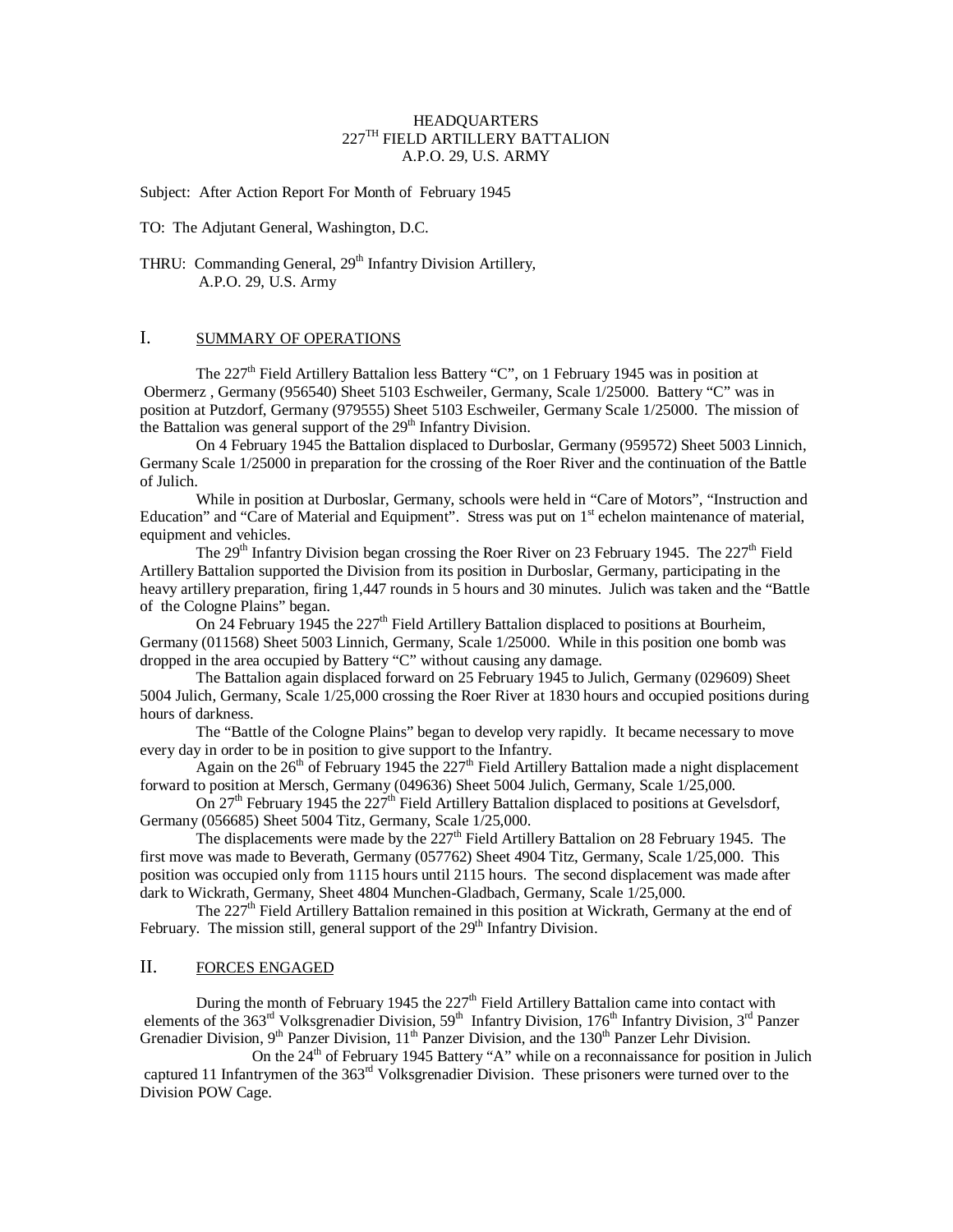HEADQUARTERS
227TH FIELD ARTILLERY BATTALION
A.P.O. 29, U.S. ARMY

Subject: After Action Report For Month of February 1945

TO: The Adjutant General, Washington, D.C.

THRU: Commanding General, 29th Infantry Division Artillery,
A.P.O. 29, U.S. Army

## I. SUMMARY OF OPERATIONS

The 227th Field Artillery Battalion less Battery "C", on 1 February 1945 was in position at Obermerz , Germany (956540) Sheet 5103 Eschweiler, Germany, Scale 1/25000. Battery "C" was in position at Putzdorf, Germany (979555) Sheet 5103 Eschweiler, Germany Scale 1/25000. The mission of the Battalion was general support of the 29th Infantry Division.

On 4 February 1945 the Battalion displaced to Durboslar, Germany (959572) Sheet 5003 Linnich, Germany Scale 1/25000 in preparation for the crossing of the Roer River and the continuation of the Battle of Julich.

While in position at Durboslar, Germany, schools were held in "Care of Motors", "Instruction and Education" and "Care of Material and Equipment". Stress was put on 1st echelon maintenance of material, equipment and vehicles.

The 29th Infantry Division began crossing the Roer River on 23 February 1945. The 227th Field Artillery Battalion supported the Division from its position in Durboslar, Germany, participating in the heavy artillery preparation, firing 1,447 rounds in 5 hours and 30 minutes. Julich was taken and the "Battle of the Cologne Plains" began.

On 24 February 1945 the 227th Field Artillery Battalion displaced to positions at Bourheim, Germany (011568) Sheet 5003 Linnich, Germany, Scale 1/25000. While in this position one bomb was dropped in the area occupied by Battery "C" without causing any damage.

The Battalion again displaced forward on 25 February 1945 to Julich, Germany (029609) Sheet 5004 Julich, Germany, Scale 1/25,000 crossing the Roer River at 1830 hours and occupied positions during hours of darkness.

The "Battle of the Cologne Plains" began to develop very rapidly. It became necessary to move every day in order to be in position to give support to the Infantry.

Again on the 26th of February 1945 the 227th Field Artillery Battalion made a night displacement forward to position at Mersch, Germany (049636) Sheet 5004 Julich, Germany, Scale 1/25,000.

On 27th February 1945 the 227th Field Artillery Battalion displaced to positions at Gevelsdorf, Germany (056685) Sheet 5004 Titz, Germany, Scale 1/25,000.

The displacements were made by the 227th Field Artillery Battalion on 28 February 1945. The first move was made to Beverath, Germany (057762) Sheet 4904 Titz, Germany, Scale 1/25,000. This position was occupied only from 1115 hours until 2115 hours. The second displacement was made after dark to Wickrath, Germany, Sheet 4804 Munchen-Gladbach, Germany, Scale 1/25,000.

The 227th Field Artillery Battalion remained in this position at Wickrath, Germany at the end of February. The mission still, general support of the 29th Infantry Division.

## II. FORCES ENGAGED

During the month of February 1945 the 227th Field Artillery Battalion came into contact with elements of the 363rd Volksgrenadier Division, 59th Infantry Division, 176th Infantry Division, 3rd Panzer Grenadier Division, 9th Panzer Division, 11th Panzer Division, and the 130th Panzer Lehr Division.

On the 24th of February 1945 Battery "A" while on a reconnaissance for position in Julich captured 11 Infantrymen of the 363rd Volksgrenadier Division. These prisoners were turned over to the Division POW Cage.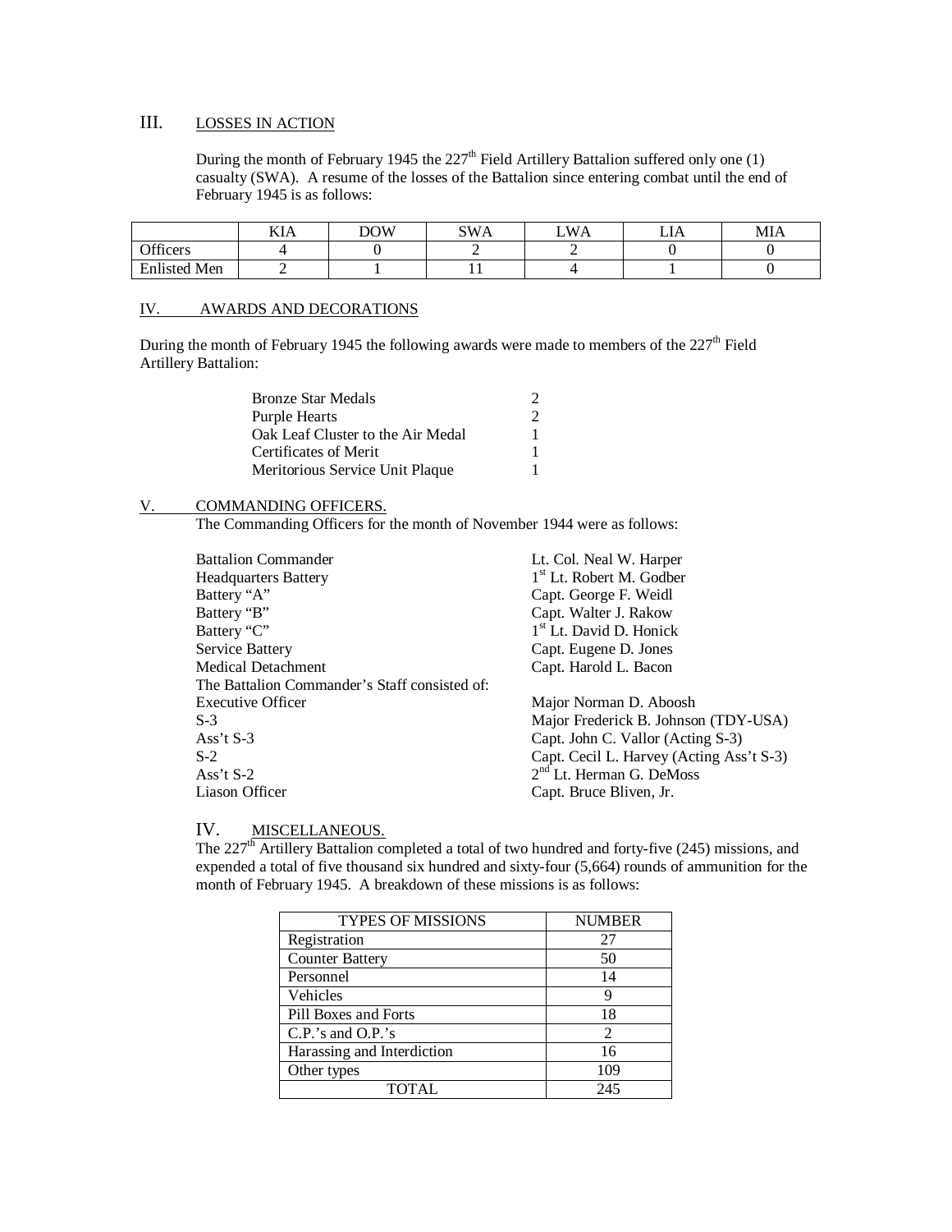## III. LOSSES IN ACTION

During the month of February 1945 the 227th Field Artillery Battalion suffered only one (1) casualty (SWA). A resume of the losses of the Battalion since entering combat until the end of February 1945 is as follows:

| | KIA | DOW | SWA | LWA | LIA | MIA |
|---|---|---|---|---|---|---|
| Officers | 4 | 0 | 2 | 2 | 0 | 0 |
| Enlisted Men | 2 | 1 | 11 | 4 | 1 | 0 |

## IV. AWARDS AND DECORATIONS

During the month of February 1945 the following awards were made to members of the 227th Field Artillery Battalion:

| | |
|---|---|
| Bronze Star Medals | 2 |
| Purple Hearts | 2 |
| Oak Leaf Cluster to the Air Medal | 1 |
| Certificates of Merit | 1 |
| Meritorious Service Unit Plaque | 1 |

## V. COMMANDING OFFICERS.

The Commanding Officers for the month of November 1944 were as follows:

| | |
|---|---|
| Battalion Commander | Lt. Col. Neal W. Harper |
| Headquarters Battery | 1st Lt. Robert M. Godber |
| Battery "A" | Capt. George F. Weidl |
| Battery "B" | Capt. Walter J. Rakow |
| Battery "C" | 1st Lt. David D. Honick |
| Service Battery | Capt. Eugene D. Jones |
| Medical Detachment | Capt. Harold L. Bacon |
| The Battalion Commander's Staff consisted of: | |
| Executive Officer | Major Norman D. Aboosh |
| S-3 | Major Frederick B. Johnson (TDY-USA) |
| Ass't S-3 | Capt. John C. Vallor (Acting S-3) |
| S-2 | Capt. Cecil L. Harvey (Acting Ass't S-3) |
| Ass't S-2 | 2nd Lt. Herman G. DeMoss |
| Liason Officer | Capt. Bruce Bliven, Jr. |

## IV. MISCELLANEOUS.

The 227th Artillery Battalion completed a total of two hundred and forty-five (245) missions, and expended a total of five thousand six hundred and sixty-four (5,664) rounds of ammunition for the month of February 1945. A breakdown of these missions is as follows:

| TYPES OF MISSIONS | NUMBER |
|---|---|
| Registration | 27 |
| Counter Battery | 50 |
| Personnel | 14 |
| Vehicles | 9 |
| Pill Boxes and Forts | 18 |
| C.P.'s and O.P.'s | 2 |
| Harassing and Interdiction | 16 |
| Other types | 109 |
| TOTAL | 245 |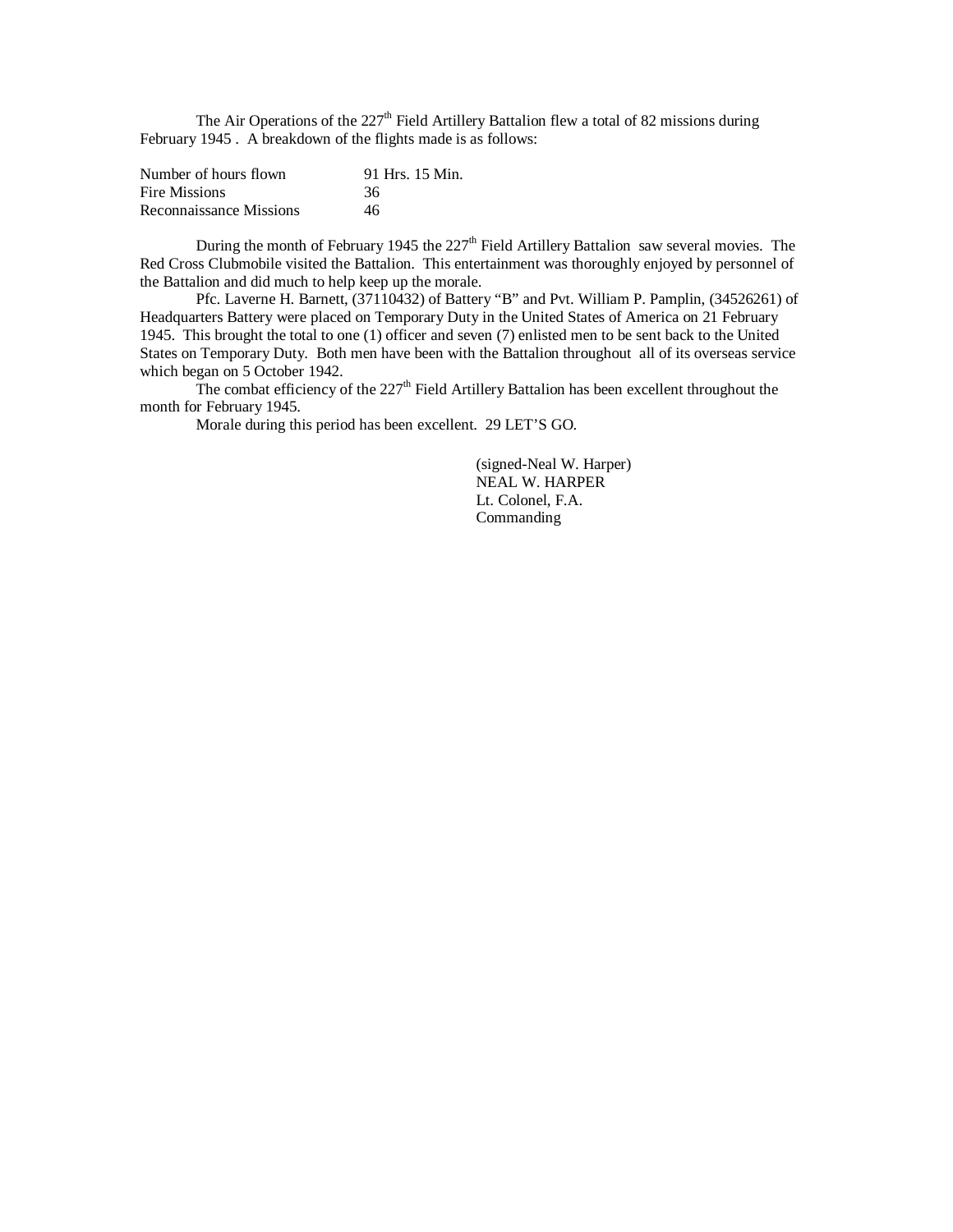The Air Operations of the 227th Field Artillery Battalion flew a total of 82 missions during February 1945 . A breakdown of the flights made is as follows:

| | |
|---|---|
| Number of hours flown | 91 Hrs. 15 Min. |
| Fire Missions | 36 |
| Reconnaissance Missions | 46 |

During the month of February 1945 the 227th Field Artillery Battalion saw several movies. The Red Cross Clubmobile visited the Battalion. This entertainment was thoroughly enjoyed by personnel of the Battalion and did much to help keep up the morale.

Pfc. Laverne H. Barnett, (37110432) of Battery "B" and Pvt. William P. Pamplin, (34526261) of Headquarters Battery were placed on Temporary Duty in the United States of America on 21 February 1945. This brought the total to one (1) officer and seven (7) enlisted men to be sent back to the United States on Temporary Duty. Both men have been with the Battalion throughout all of its overseas service which began on 5 October 1942.

The combat efficiency of the 227th Field Artillery Battalion has been excellent throughout the month for February 1945.

Morale during this period has been excellent. 29 LET'S GO.

(signed-Neal W. Harper)
NEAL W. HARPER
Lt. Colonel, F.A.
Commanding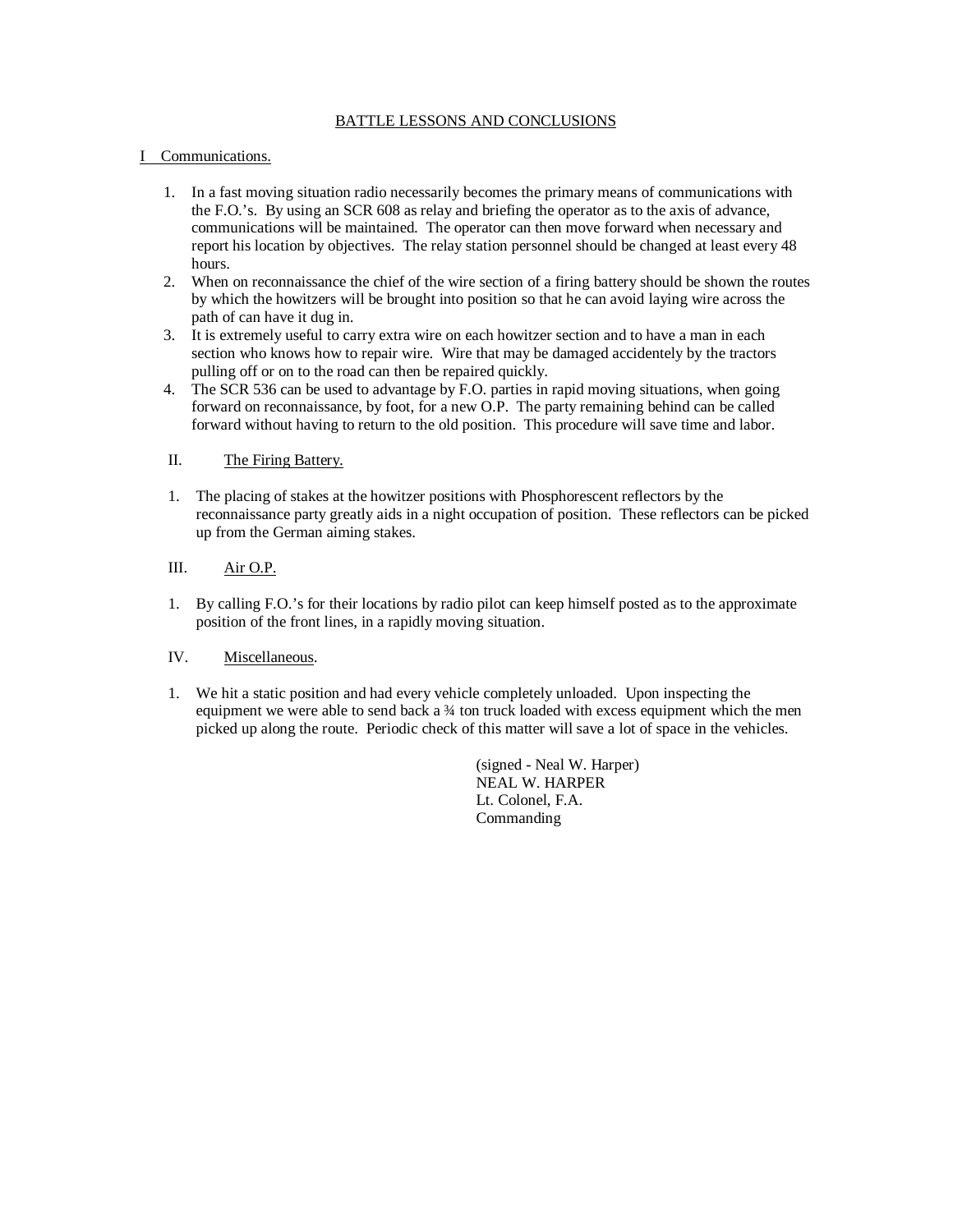## BATTLE LESSONS AND CONCLUSIONS

### I Communications.

1. In a fast moving situation radio necessarily becomes the primary means of communications with the F.O.'s. By using an SCR 608 as relay and briefing the operator as to the axis of advance, communications will be maintained. The operator can then move forward when necessary and report his location by objectives. The relay station personnel should be changed at least every 48 hours.
2. When on reconnaissance the chief of the wire section of a firing battery should be shown the routes by which the howitzers will be brought into position so that he can avoid laying wire across the path of can have it dug in.
3. It is extremely useful to carry extra wire on each howitzer section and to have a man in each section who knows how to repair wire. Wire that may be damaged accidentely by the tractors pulling off or on to the road can then be repaired quickly.
4. The SCR 536 can be used to advantage by F.O. parties in rapid moving situations, when going forward on reconnaissance, by foot, for a new O.P. The party remaining behind can be called forward without having to return to the old position. This procedure will save time and labor.

### II. The Firing Battery.

1. The placing of stakes at the howitzer positions with Phosphorescent reflectors by the reconnaissance party greatly aids in a night occupation of position. These reflectors can be picked up from the German aiming stakes.

### III. Air O.P.

1. By calling F.O.'s for their locations by radio pilot can keep himself posted as to the approximate position of the front lines, in a rapidly moving situation.

### IV. Miscellaneous.

1. We hit a static position and had every vehicle completely unloaded. Upon inspecting the equipment we were able to send back a ¾ ton truck loaded with excess equipment which the men picked up along the route. Periodic check of this matter will save a lot of space in the vehicles.

(signed - Neal W. Harper)
NEAL W. HARPER
Lt. Colonel, F.A.
Commanding